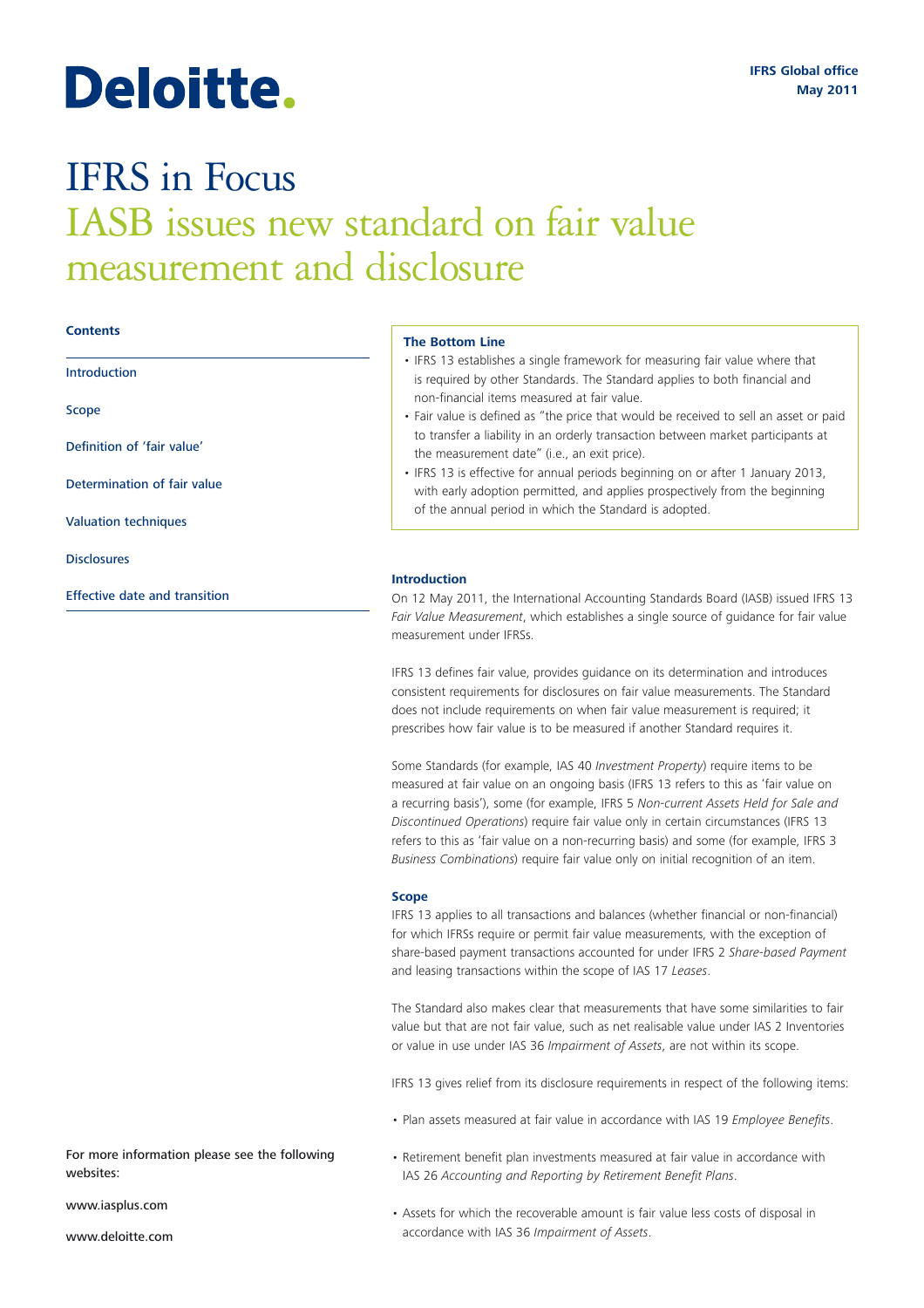Deloitte.

IFRS Global office
May 2011

# IFRS in Focus
## IASB issues new standard on fair value measurement and disclosure

**Contents**

- Introduction
- Scope
- Definition of 'fair value'
- Determination of fair value
- Valuation techniques
- Disclosures
- Effective date and transition

**The Bottom Line**

- IFRS 13 establishes a single framework for measuring fair value where that is required by other Standards. The Standard applies to both financial and non-financial items measured at fair value.
- Fair value is defined as "the price that would be received to sell an asset or paid to transfer a liability in an orderly transaction between market participants at the measurement date" (i.e., an exit price).
- IFRS 13 is effective for annual periods beginning on or after 1 January 2013, with early adoption permitted, and applies prospectively from the beginning of the annual period in which the Standard is adopted.

### Introduction

On 12 May 2011, the International Accounting Standards Board (IASB) issued IFRS 13 *Fair Value Measurement*, which establishes a single source of guidance for fair value measurement under IFRSs.

IFRS 13 defines fair value, provides guidance on its determination and introduces consistent requirements for disclosures on fair value measurements. The Standard does not include requirements on when fair value measurement is required; it prescribes how fair value is to be measured if another Standard requires it.

Some Standards (for example, IAS 40 *Investment Property*) require items to be measured at fair value on an ongoing basis (IFRS 13 refers to this as 'fair value on a recurring basis'), some (for example, IFRS 5 *Non-current Assets Held for Sale and Discontinued Operations*) require fair value only in certain circumstances (IFRS 13 refers to this as 'fair value on a non-recurring basis) and some (for example, IFRS 3 *Business Combinations*) require fair value only on initial recognition of an item.

### Scope

IFRS 13 applies to all transactions and balances (whether financial or non-financial) for which IFRSs require or permit fair value measurements, with the exception of share-based payment transactions accounted for under IFRS 2 *Share-based Payment* and leasing transactions within the scope of IAS 17 *Leases*.

The Standard also makes clear that measurements that have some similarities to fair value but that are not fair value, such as net realisable value under IAS 2 Inventories or value in use under IAS 36 *Impairment of Assets*, are not within its scope.

IFRS 13 gives relief from its disclosure requirements in respect of the following items:

- Plan assets measured at fair value in accordance with IAS 19 *Employee Benefits*.
- Retirement benefit plan investments measured at fair value in accordance with IAS 26 *Accounting and Reporting by Retirement Benefit Plans*.
- Assets for which the recoverable amount is fair value less costs of disposal in accordance with IAS 36 *Impairment of Assets*.

For more information please see the following websites:

www.iasplus.com

www.deloitte.com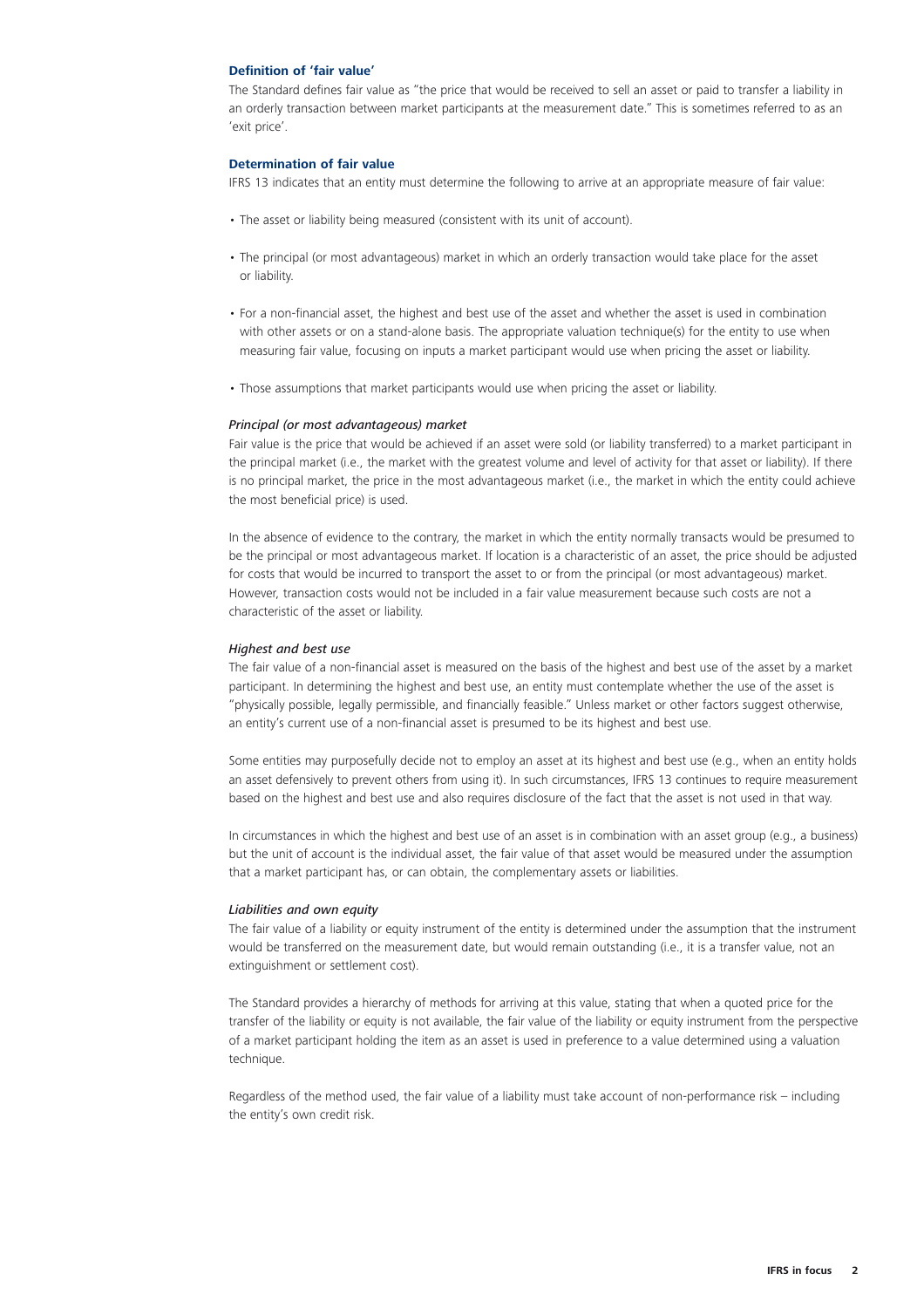### Definition of 'fair value'

The Standard defines fair value as "the price that would be received to sell an asset or paid to transfer a liability in an orderly transaction between market participants at the measurement date." This is sometimes referred to as an 'exit price'.

### Determination of fair value

IFRS 13 indicates that an entity must determine the following to arrive at an appropriate measure of fair value:

- The asset or liability being measured (consistent with its unit of account).
- The principal (or most advantageous) market in which an orderly transaction would take place for the asset or liability.
- For a non-financial asset, the highest and best use of the asset and whether the asset is used in combination with other assets or on a stand-alone basis. The appropriate valuation technique(s) for the entity to use when measuring fair value, focusing on inputs a market participant would use when pricing the asset or liability.
- Those assumptions that market participants would use when pricing the asset or liability.

#### *Principal (or most advantageous) market*

Fair value is the price that would be achieved if an asset were sold (or liability transferred) to a market participant in the principal market (i.e., the market with the greatest volume and level of activity for that asset or liability). If there is no principal market, the price in the most advantageous market (i.e., the market in which the entity could achieve the most beneficial price) is used.

In the absence of evidence to the contrary, the market in which the entity normally transacts would be presumed to be the principal or most advantageous market. If location is a characteristic of an asset, the price should be adjusted for costs that would be incurred to transport the asset to or from the principal (or most advantageous) market. However, transaction costs would not be included in a fair value measurement because such costs are not a characteristic of the asset or liability.

#### *Highest and best use*

The fair value of a non-financial asset is measured on the basis of the highest and best use of the asset by a market participant. In determining the highest and best use, an entity must contemplate whether the use of the asset is "physically possible, legally permissible, and financially feasible." Unless market or other factors suggest otherwise, an entity's current use of a non-financial asset is presumed to be its highest and best use.

Some entities may purposefully decide not to employ an asset at its highest and best use (e.g., when an entity holds an asset defensively to prevent others from using it). In such circumstances, IFRS 13 continues to require measurement based on the highest and best use and also requires disclosure of the fact that the asset is not used in that way.

In circumstances in which the highest and best use of an asset is in combination with an asset group (e.g., a business) but the unit of account is the individual asset, the fair value of that asset would be measured under the assumption that a market participant has, or can obtain, the complementary assets or liabilities.

#### *Liabilities and own equity*

The fair value of a liability or equity instrument of the entity is determined under the assumption that the instrument would be transferred on the measurement date, but would remain outstanding (i.e., it is a transfer value, not an extinguishment or settlement cost).

The Standard provides a hierarchy of methods for arriving at this value, stating that when a quoted price for the transfer of the liability or equity is not available, the fair value of the liability or equity instrument from the perspective of a market participant holding the item as an asset is used in preference to a value determined using a valuation technique.

Regardless of the method used, the fair value of a liability must take account of non-performance risk – including the entity's own credit risk.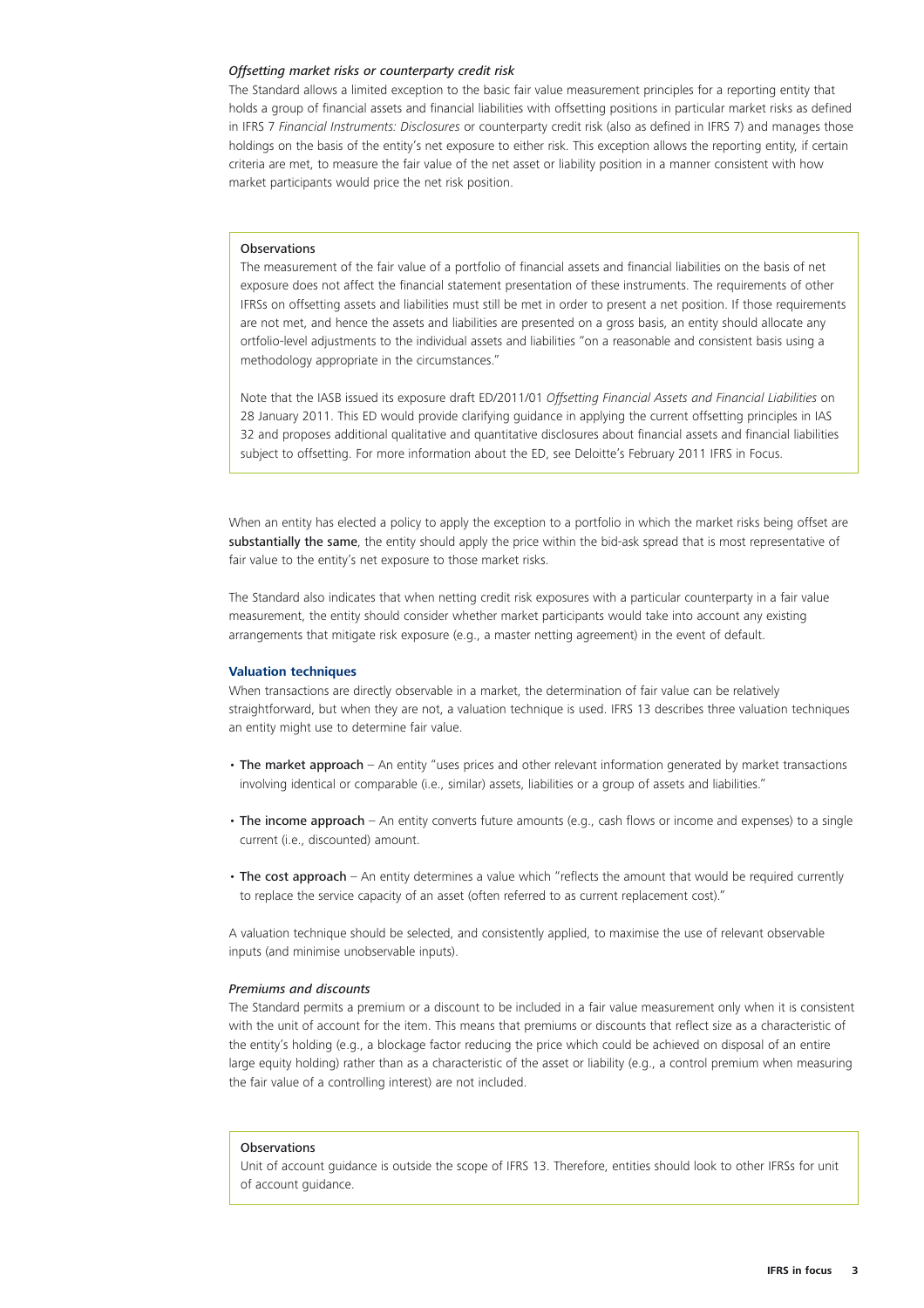*Offsetting market risks or counterparty credit risk*

The Standard allows a limited exception to the basic fair value measurement principles for a reporting entity that holds a group of financial assets and financial liabilities with offsetting positions in particular market risks as defined in IFRS 7 *Financial Instruments: Disclosures* or counterparty credit risk (also as defined in IFRS 7) and manages those holdings on the basis of the entity's net exposure to either risk. This exception allows the reporting entity, if certain criteria are met, to measure the fair value of the net asset or liability position in a manner consistent with how market participants would price the net risk position.

> Observations
>
> The measurement of the fair value of a portfolio of financial assets and financial liabilities on the basis of net exposure does not affect the financial statement presentation of these instruments. The requirements of other IFRSs on offsetting assets and liabilities must still be met in order to present a net position. If those requirements are not met, and hence the assets and liabilities are presented on a gross basis, an entity should allocate any ortfolio-level adjustments to the individual assets and liabilities "on a reasonable and consistent basis using a methodology appropriate in the circumstances."
>
> Note that the IASB issued its exposure draft ED/2011/01 *Offsetting Financial Assets and Financial Liabilities* on 28 January 2011. This ED would provide clarifying guidance in applying the current offsetting principles in IAS 32 and proposes additional qualitative and quantitative disclosures about financial assets and financial liabilities subject to offsetting. For more information about the ED, see Deloitte's February 2011 IFRS in Focus.

When an entity has elected a policy to apply the exception to a portfolio in which the market risks being offset are **substantially the same**, the entity should apply the price within the bid-ask spread that is most representative of fair value to the entity's net exposure to those market risks.

The Standard also indicates that when netting credit risk exposures with a particular counterparty in a fair value measurement, the entity should consider whether market participants would take into account any existing arrangements that mitigate risk exposure (e.g., a master netting agreement) in the event of default.

### Valuation techniques

When transactions are directly observable in a market, the determination of fair value can be relatively straightforward, but when they are not, a valuation technique is used. IFRS 13 describes three valuation techniques an entity might use to determine fair value.

- **The market approach** – An entity "uses prices and other relevant information generated by market transactions involving identical or comparable (i.e., similar) assets, liabilities or a group of assets and liabilities."
- **The income approach** – An entity converts future amounts (e.g., cash flows or income and expenses) to a single current (i.e., discounted) amount.
- **The cost approach** – An entity determines a value which "reflects the amount that would be required currently to replace the service capacity of an asset (often referred to as current replacement cost)."

A valuation technique should be selected, and consistently applied, to maximise the use of relevant observable inputs (and minimise unobservable inputs).

*Premiums and discounts*

The Standard permits a premium or a discount to be included in a fair value measurement only when it is consistent with the unit of account for the item. This means that premiums or discounts that reflect size as a characteristic of the entity's holding (e.g., a blockage factor reducing the price which could be achieved on disposal of an entire large equity holding) rather than as a characteristic of the asset or liability (e.g., a control premium when measuring the fair value of a controlling interest) are not included.

> Observations
>
> Unit of account guidance is outside the scope of IFRS 13. Therefore, entities should look to other IFRSs for unit of account guidance.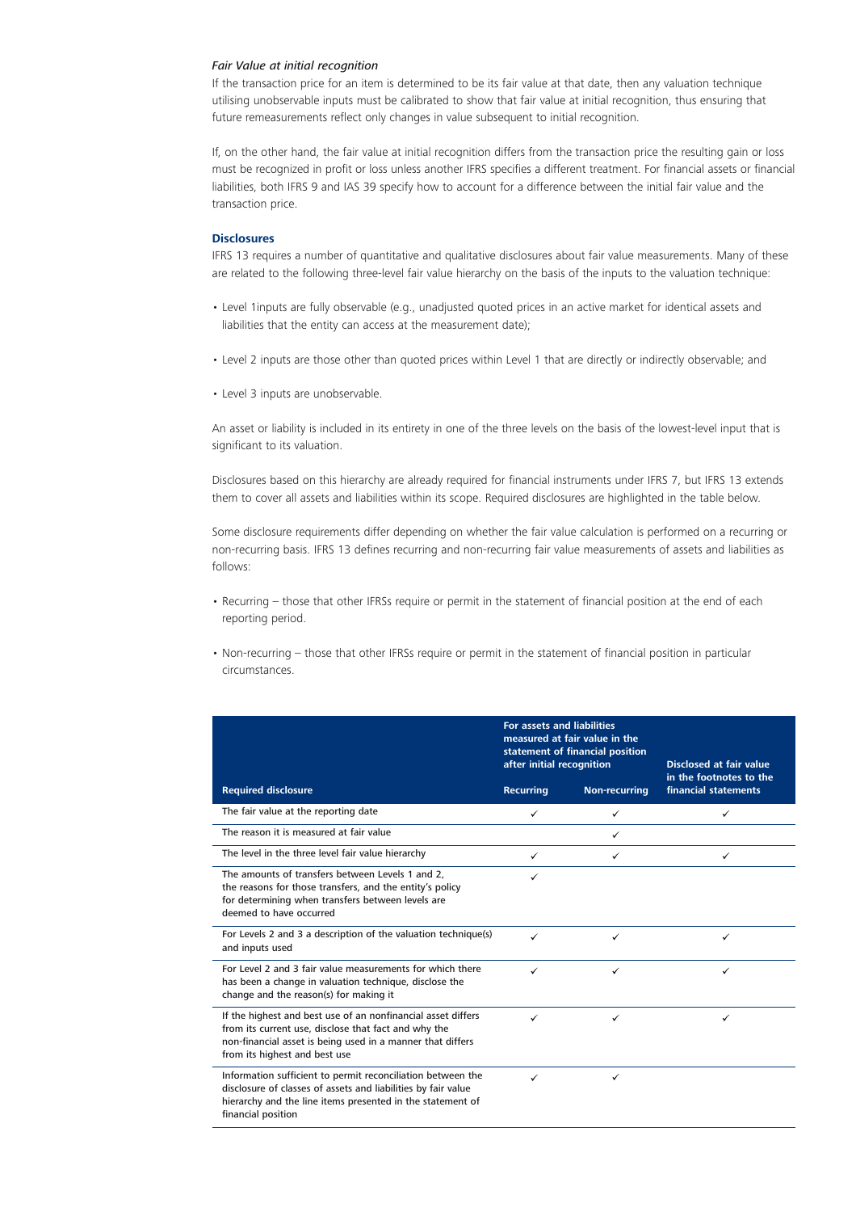*Fair Value at initial recognition*

If the transaction price for an item is determined to be its fair value at that date, then any valuation technique utilising unobservable inputs must be calibrated to show that fair value at initial recognition, thus ensuring that future remeasurements reflect only changes in value subsequent to initial recognition.

If, on the other hand, the fair value at initial recognition differs from the transaction price the resulting gain or loss must be recognized in profit or loss unless another IFRS specifies a different treatment. For financial assets or financial liabilities, both IFRS 9 and IAS 39 specify how to account for a difference between the initial fair value and the transaction price.

### Disclosures

IFRS 13 requires a number of quantitative and qualitative disclosures about fair value measurements. Many of these are related to the following three-level fair value hierarchy on the basis of the inputs to the valuation technique:

- Level 1inputs are fully observable (e.g., unadjusted quoted prices in an active market for identical assets and liabilities that the entity can access at the measurement date);
- Level 2 inputs are those other than quoted prices within Level 1 that are directly or indirectly observable; and
- Level 3 inputs are unobservable.

An asset or liability is included in its entirety in one of the three levels on the basis of the lowest-level input that is significant to its valuation.

Disclosures based on this hierarchy are already required for financial instruments under IFRS 7, but IFRS 13 extends them to cover all assets and liabilities within its scope. Required disclosures are highlighted in the table below.

Some disclosure requirements differ depending on whether the fair value calculation is performed on a recurring or non-recurring basis. IFRS 13 defines recurring and non-recurring fair value measurements of assets and liabilities as follows:

- Recurring – those that other IFRSs require or permit in the statement of financial position at the end of each reporting period.
- Non-recurring – those that other IFRSs require or permit in the statement of financial position in particular circumstances.

| Required disclosure | For assets and liabilities measured at fair value in the statement of financial position after initial recognition | | Disclosed at fair value in the footnotes to the financial statements |
|---|---|---|---|
| | Recurring | Non-recurring | |
| The fair value at the reporting date | ✓ | ✓ | ✓ |
| The reason it is measured at fair value | | ✓ | |
| The level in the three level fair value hierarchy | ✓ | ✓ | ✓ |
| The amounts of transfers between Levels 1 and 2, the reasons for those transfers, and the entity's policy for determining when transfers between levels are deemed to have occurred | ✓ | | |
| For Levels 2 and 3 a description of the valuation technique(s) and inputs used | ✓ | ✓ | ✓ |
| For Level 2 and 3 fair value measurements for which there has been a change in valuation technique, disclose the change and the reason(s) for making it | ✓ | ✓ | ✓ |
| If the highest and best use of an nonfinancial asset differs from its current use, disclose that fact and why the non-financial asset is being used in a manner that differs from its highest and best use | ✓ | ✓ | ✓ |
| Information sufficient to permit reconciliation between the disclosure of classes of assets and liabilities by fair value hierarchy and the line items presented in the statement of financial position | ✓ | ✓ | |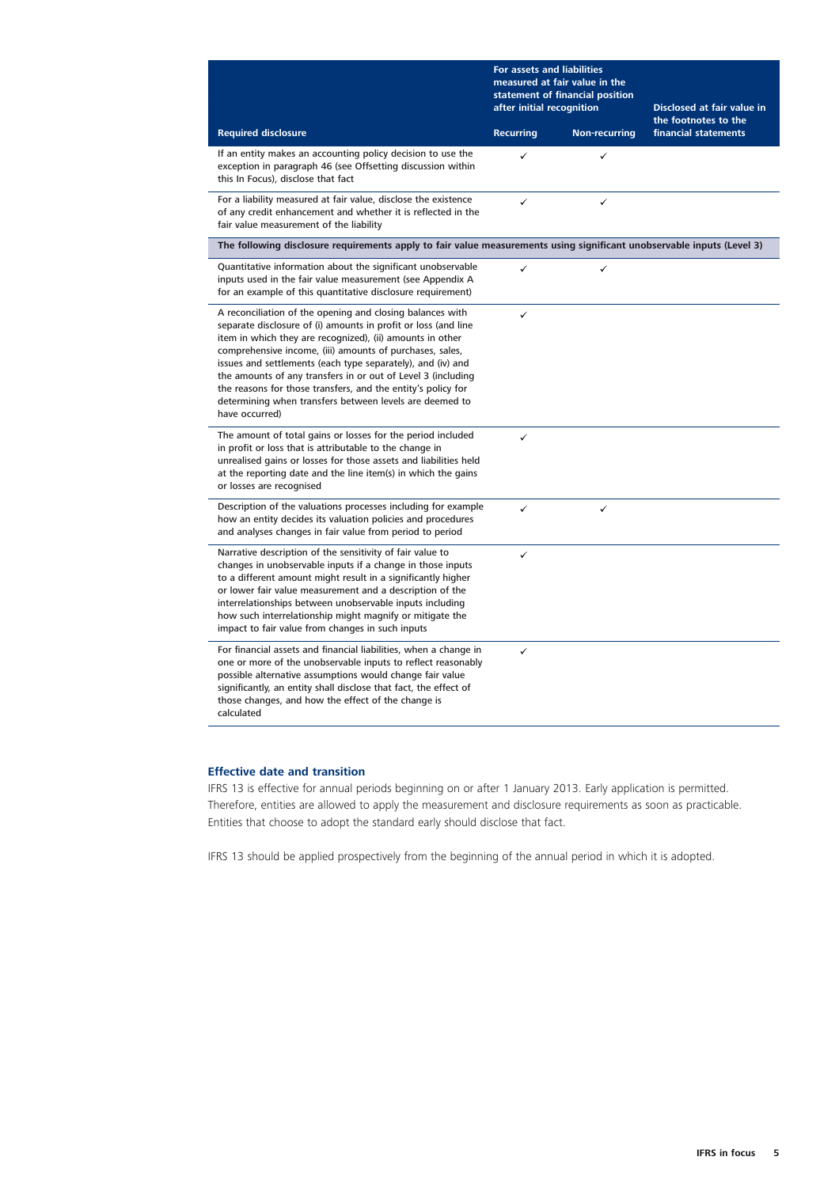| Required disclosure | For assets and liabilities measured at fair value in the statement of financial position after initial recognition | | Disclosed at fair value in the footnotes to the financial statements |
|---|---|---|---|
| | Recurring | Non-recurring | |
| If an entity makes an accounting policy decision to use the exception in paragraph 46 (see Offsetting discussion within this In Focus), disclose that fact | ✓ | ✓ | |
| For a liability measured at fair value, disclose the existence of any credit enhancement and whether it is reflected in the fair value measurement of the liability | ✓ | ✓ | |
| **The following disclosure requirements apply to fair value measurements using significant unobservable inputs (Level 3)** | | | |
| Quantitative information about the significant unobservable inputs used in the fair value measurement (see Appendix A for an example of this quantitative disclosure requirement) | ✓ | ✓ | |
| A reconciliation of the opening and closing balances with separate disclosure of (i) amounts in profit or loss (and line item in which they are recognized), (ii) amounts in other comprehensive income, (iii) amounts of purchases, sales, issues and settlements (each type separately), and (iv) and the amounts of any transfers in or out of Level 3 (including the reasons for those transfers, and the entity's policy for determining when transfers between levels are deemed to have occurred) | ✓ | | |
| The amount of total gains or losses for the period included in profit or loss that is attributable to the change in unrealised gains or losses for those assets and liabilities held at the reporting date and the line item(s) in which the gains or losses are recognised | ✓ | | |
| Description of the valuations processes including for example how an entity decides its valuation policies and procedures and analyses changes in fair value from period to period | ✓ | ✓ | |
| Narrative description of the sensitivity of fair value to changes in unobservable inputs if a change in those inputs to a different amount might result in a significantly higher or lower fair value measurement and a description of the interrelationships between unobservable inputs including how such interrelationship might magnify or mitigate the impact to fair value from changes in such inputs | ✓ | | |
| For financial assets and financial liabilities, when a change in one or more of the unobservable inputs to reflect reasonably possible alternative assumptions would change fair value significantly, an entity shall disclose that fact, the effect of those changes, and how the effect of the change is calculated | ✓ | | |

### Effective date and transition

IFRS 13 is effective for annual periods beginning on or after 1 January 2013. Early application is permitted. Therefore, entities are allowed to apply the measurement and disclosure requirements as soon as practicable. Entities that choose to adopt the standard early should disclose that fact.

IFRS 13 should be applied prospectively from the beginning of the annual period in which it is adopted.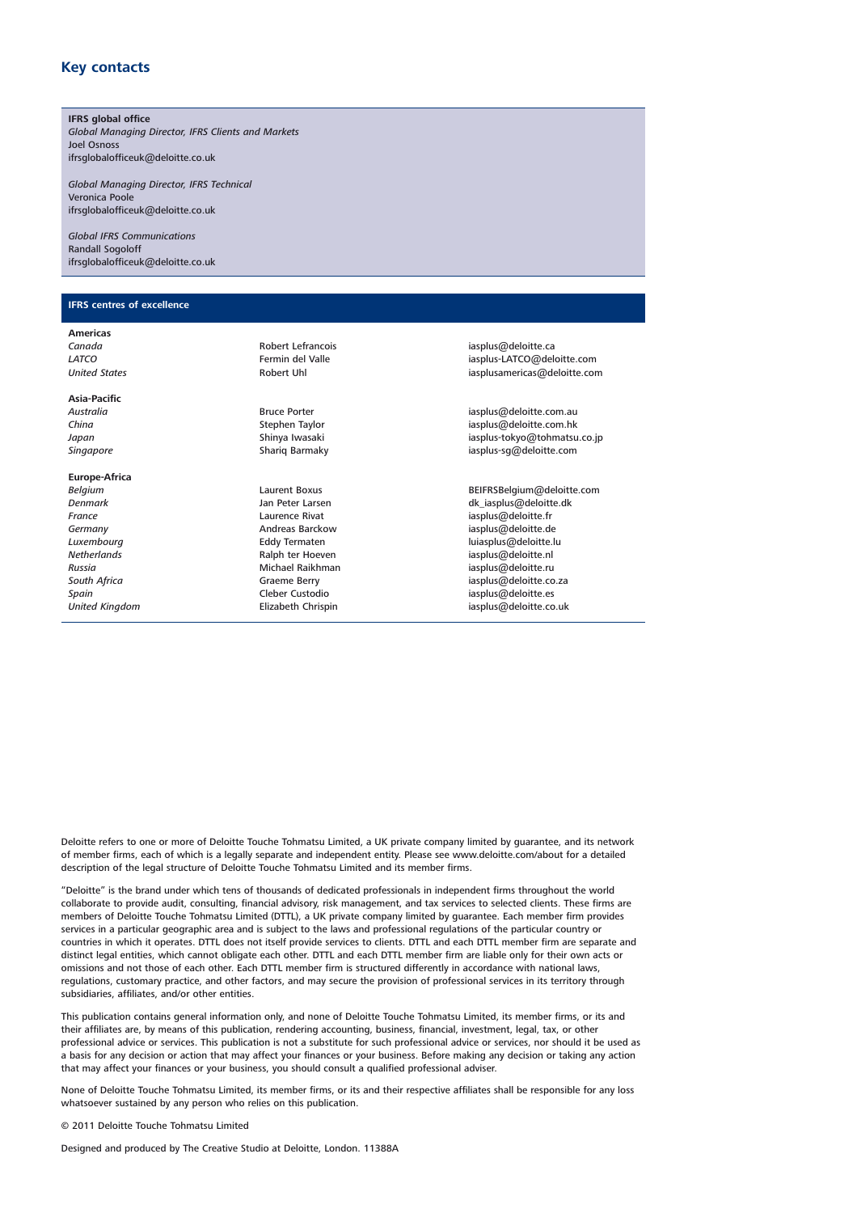## Key contacts

**IFRS global office**

*Global Managing Director, IFRS Clients and Markets*
Joel Osnoss
ifrsglobalofficeuk@deloitte.co.uk

*Global Managing Director, IFRS Technical*
Veronica Poole
ifrsglobalofficeuk@deloitte.co.uk

*Global IFRS Communications*
Randall Sogoloff
ifrsglobalofficeuk@deloitte.co.uk

**IFRS centres of excellence**

| | | |
|---|---|---|
| **Americas** | | |
| *Canada* | Robert Lefrancois | iasplus@deloitte.ca |
| *LATCO* | Fermin del Valle | iasplus-LATCO@deloitte.com |
| *United States* | Robert Uhl | iasplusamericas@deloitte.com |
| **Asia-Pacific** | | |
| *Australia* | Bruce Porter | iasplus@deloitte.com.au |
| *China* | Stephen Taylor | iasplus@deloitte.com.hk |
| *Japan* | Shinya Iwasaki | iasplus-tokyo@tohmatsu.co.jp |
| *Singapore* | Shariq Barmaky | iasplus-sg@deloitte.com |
| **Europe-Africa** | | |
| *Belgium* | Laurent Boxus | BEIFRSBelgium@deloitte.com |
| *Denmark* | Jan Peter Larsen | dk_iasplus@deloitte.dk |
| *France* | Laurence Rivat | iasplus@deloitte.fr |
| *Germany* | Andreas Barckow | iasplus@deloitte.de |
| *Luxembourg* | Eddy Termaten | luiasplus@deloitte.lu |
| *Netherlands* | Ralph ter Hoeven | iasplus@deloitte.nl |
| *Russia* | Michael Raikhman | iasplus@deloitte.ru |
| *South Africa* | Graeme Berry | iasplus@deloitte.co.za |
| *Spain* | Cleber Custodio | iasplus@deloitte.es |
| *United Kingdom* | Elizabeth Chrispin | iasplus@deloitte.co.uk |

Deloitte refers to one or more of Deloitte Touche Tohmatsu Limited, a UK private company limited by guarantee, and its network of member firms, each of which is a legally separate and independent entity. Please see www.deloitte.com/about for a detailed description of the legal structure of Deloitte Touche Tohmatsu Limited and its member firms.

"Deloitte" is the brand under which tens of thousands of dedicated professionals in independent firms throughout the world collaborate to provide audit, consulting, financial advisory, risk management, and tax services to selected clients. These firms are members of Deloitte Touche Tohmatsu Limited (DTTL), a UK private company limited by guarantee. Each member firm provides services in a particular geographic area and is subject to the laws and professional regulations of the particular country or countries in which it operates. DTTL does not itself provide services to clients. DTTL and each DTTL member firm are separate and distinct legal entities, which cannot obligate each other. DTTL and each DTTL member firm are liable only for their own acts or omissions and not those of each other. Each DTTL member firm is structured differently in accordance with national laws, regulations, customary practice, and other factors, and may secure the provision of professional services in its territory through subsidiaries, affiliates, and/or other entities.

This publication contains general information only, and none of Deloitte Touche Tohmatsu Limited, its member firms, or its and their affiliates are, by means of this publication, rendering accounting, business, financial, investment, legal, tax, or other professional advice or services. This publication is not a substitute for such professional advice or services, nor should it be used as a basis for any decision or action that may affect your finances or your business. Before making any decision or taking any action that may affect your finances or your business, you should consult a qualified professional adviser.

None of Deloitte Touche Tohmatsu Limited, its member firms, or its and their respective affiliates shall be responsible for any loss whatsoever sustained by any person who relies on this publication.

© 2011 Deloitte Touche Tohmatsu Limited

Designed and produced by The Creative Studio at Deloitte, London. 11388A